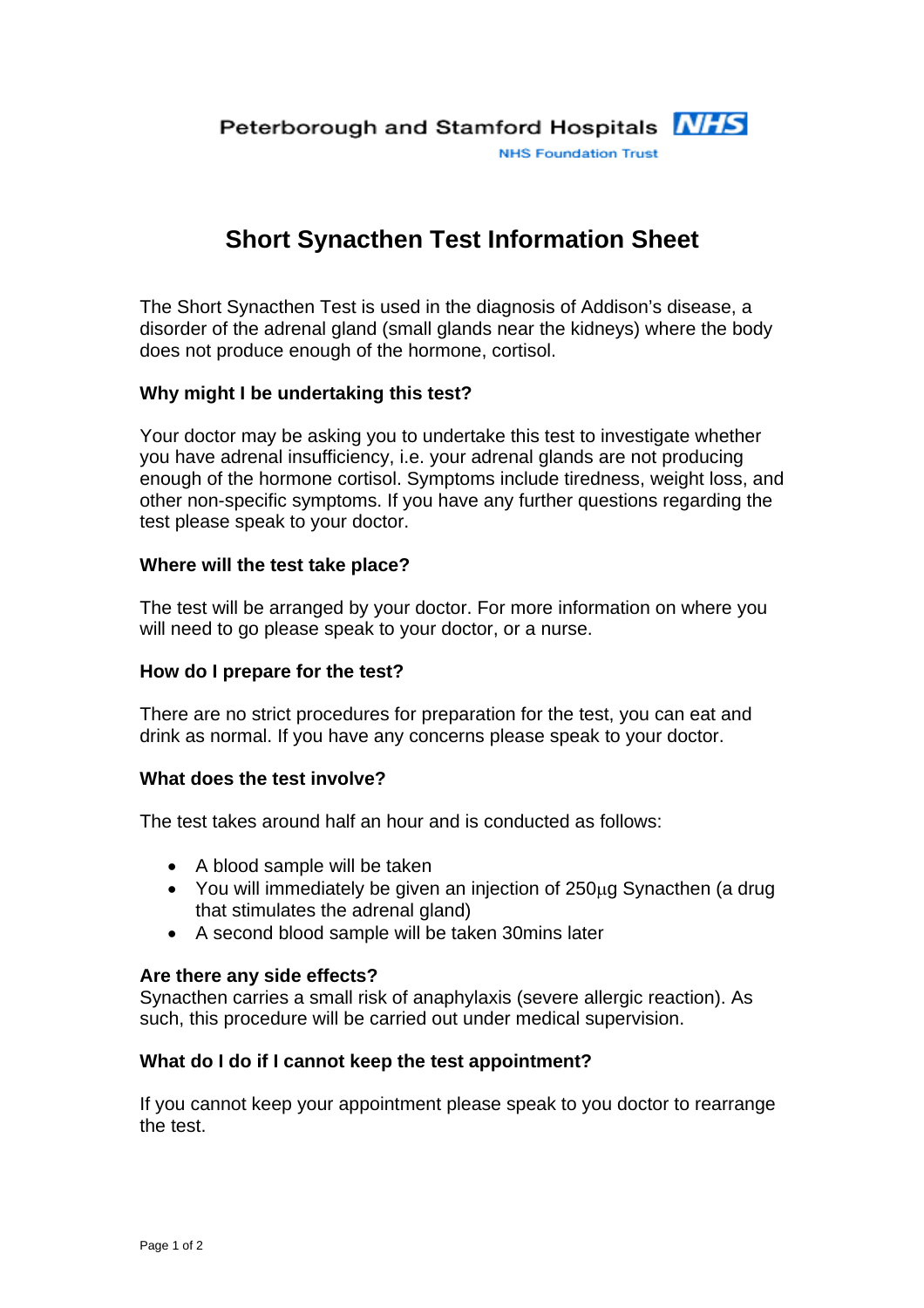Peterborough and Stamford Hospitals NHS

NHS Foundation Trust

# Short Synacthen Test Information Sheet

The Short Synacthen Test is used in the diagnosis of Addison's disease, a disorder of the adrenal gland (small glands near the kidneys) where the body does not produce enough of the hormone, cortisol.

**Why might I be undertaking this test?**

Your doctor may be asking you to undertake this test to investigate whether you have adrenal insufficiency, i.e. your adrenal glands are not producing enough of the hormone cortisol. Symptoms include tiredness, weight loss, and other non-specific symptoms. If you have any further questions regarding the test please speak to your doctor.

**Where will the test take place?**

The test will be arranged by your doctor. For more information on where you will need to go please speak to your doctor, or a nurse.

**How do I prepare for the test?**

There are no strict procedures for preparation for the test, you can eat and drink as normal. If you have any concerns please speak to your doctor.

**What does the test involve?**

The test takes around half an hour and is conducted as follows:

- A blood sample will be taken
- You will immediately be given an injection of 250μg Synacthen (a drug that stimulates the adrenal gland)
- A second blood sample will be taken 30mins later

**Are there any side effects?**

Synacthen carries a small risk of anaphylaxis (severe allergic reaction). As such, this procedure will be carried out under medical supervision.

**What do I do if I cannot keep the test appointment?**

If you cannot keep your appointment please speak to you doctor to rearrange the test.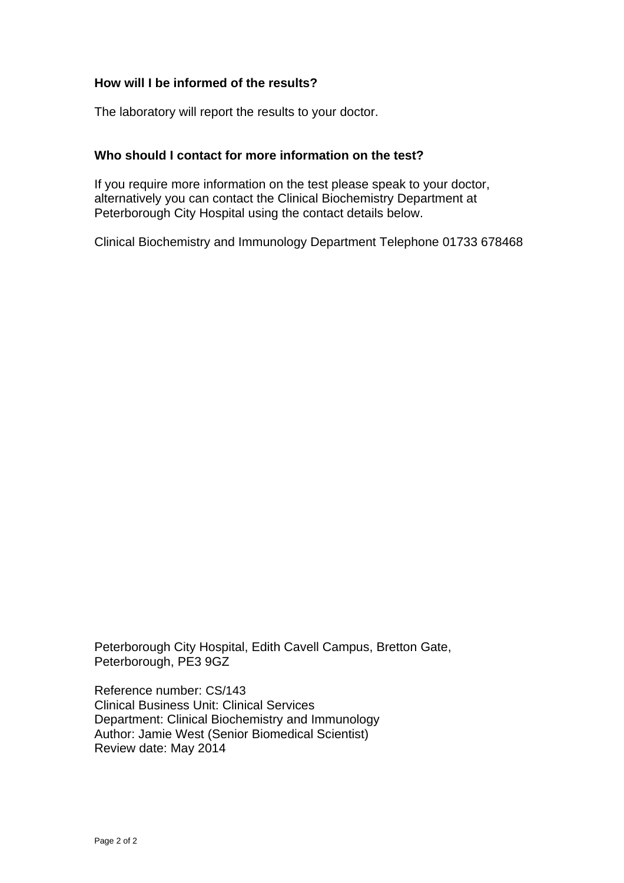### How will I be informed of the results?

The laboratory will report the results to your doctor.

### Who should I contact for more information on the test?

If you require more information on the test please speak to your doctor, alternatively you can contact the Clinical Biochemistry Department at Peterborough City Hospital using the contact details below.

Clinical Biochemistry and Immunology Department Telephone 01733 678468

Peterborough City Hospital, Edith Cavell Campus, Bretton Gate, Peterborough, PE3 9GZ

Reference number: CS/143
Clinical Business Unit: Clinical Services
Department: Clinical Biochemistry and Immunology
Author: Jamie West (Senior Biomedical Scientist)
Review date: May 2014